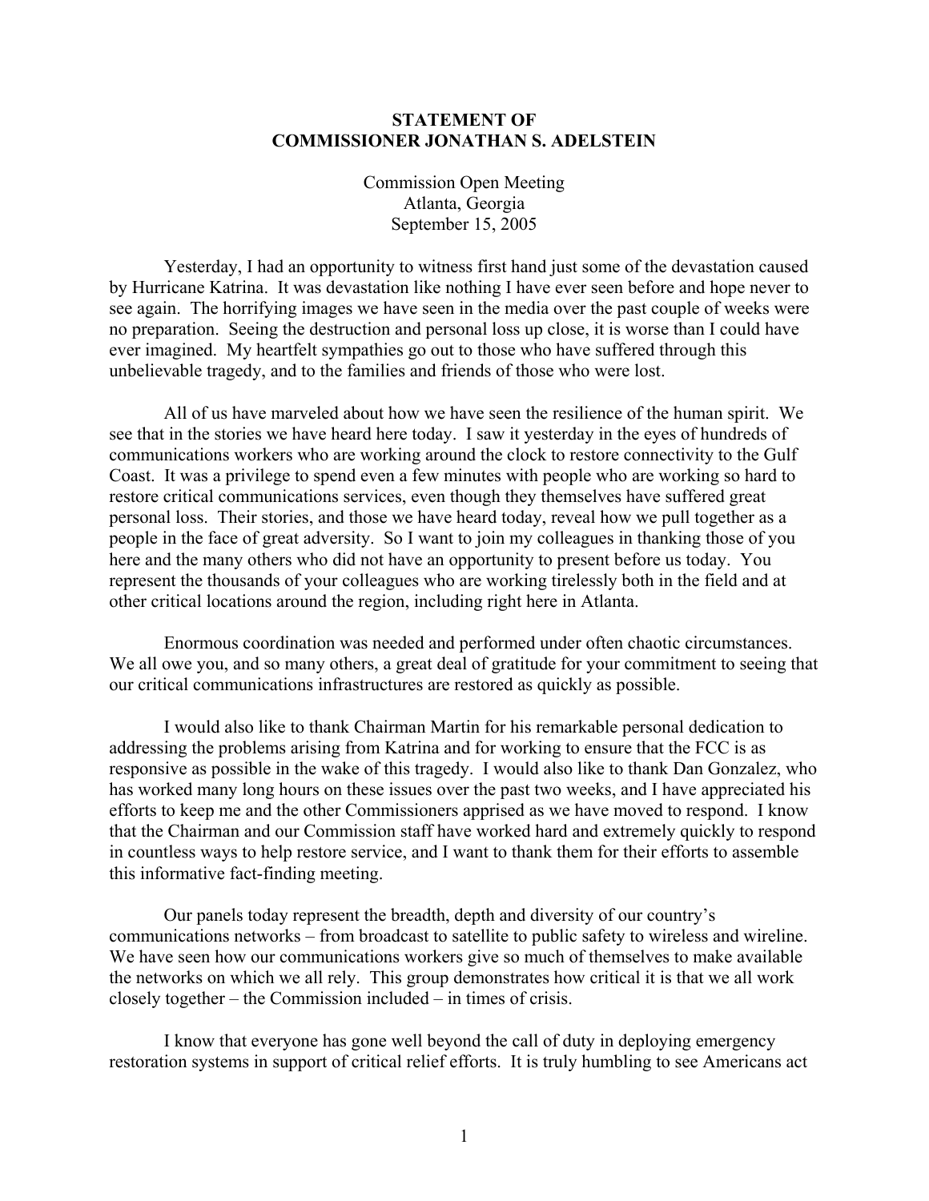**STATEMENT OF**
**COMMISSIONER JONATHAN S. ADELSTEIN**

Commission Open Meeting
Atlanta, Georgia
September 15, 2005

Yesterday, I had an opportunity to witness first hand just some of the devastation caused by Hurricane Katrina. It was devastation like nothing I have ever seen before and hope never to see again. The horrifying images we have seen in the media over the past couple of weeks were no preparation. Seeing the destruction and personal loss up close, it is worse than I could have ever imagined. My heartfelt sympathies go out to those who have suffered through this unbelievable tragedy, and to the families and friends of those who were lost.

All of us have marveled about how we have seen the resilience of the human spirit. We see that in the stories we have heard here today. I saw it yesterday in the eyes of hundreds of communications workers who are working around the clock to restore connectivity to the Gulf Coast. It was a privilege to spend even a few minutes with people who are working so hard to restore critical communications services, even though they themselves have suffered great personal loss. Their stories, and those we have heard today, reveal how we pull together as a people in the face of great adversity. So I want to join my colleagues in thanking those of you here and the many others who did not have an opportunity to present before us today. You represent the thousands of your colleagues who are working tirelessly both in the field and at other critical locations around the region, including right here in Atlanta.

Enormous coordination was needed and performed under often chaotic circumstances. We all owe you, and so many others, a great deal of gratitude for your commitment to seeing that our critical communications infrastructures are restored as quickly as possible.

I would also like to thank Chairman Martin for his remarkable personal dedication to addressing the problems arising from Katrina and for working to ensure that the FCC is as responsive as possible in the wake of this tragedy. I would also like to thank Dan Gonzalez, who has worked many long hours on these issues over the past two weeks, and I have appreciated his efforts to keep me and the other Commissioners apprised as we have moved to respond. I know that the Chairman and our Commission staff have worked hard and extremely quickly to respond in countless ways to help restore service, and I want to thank them for their efforts to assemble this informative fact-finding meeting.

Our panels today represent the breadth, depth and diversity of our country's communications networks – from broadcast to satellite to public safety to wireless and wireline. We have seen how our communications workers give so much of themselves to make available the networks on which we all rely. This group demonstrates how critical it is that we all work closely together – the Commission included – in times of crisis.

I know that everyone has gone well beyond the call of duty in deploying emergency restoration systems in support of critical relief efforts. It is truly humbling to see Americans act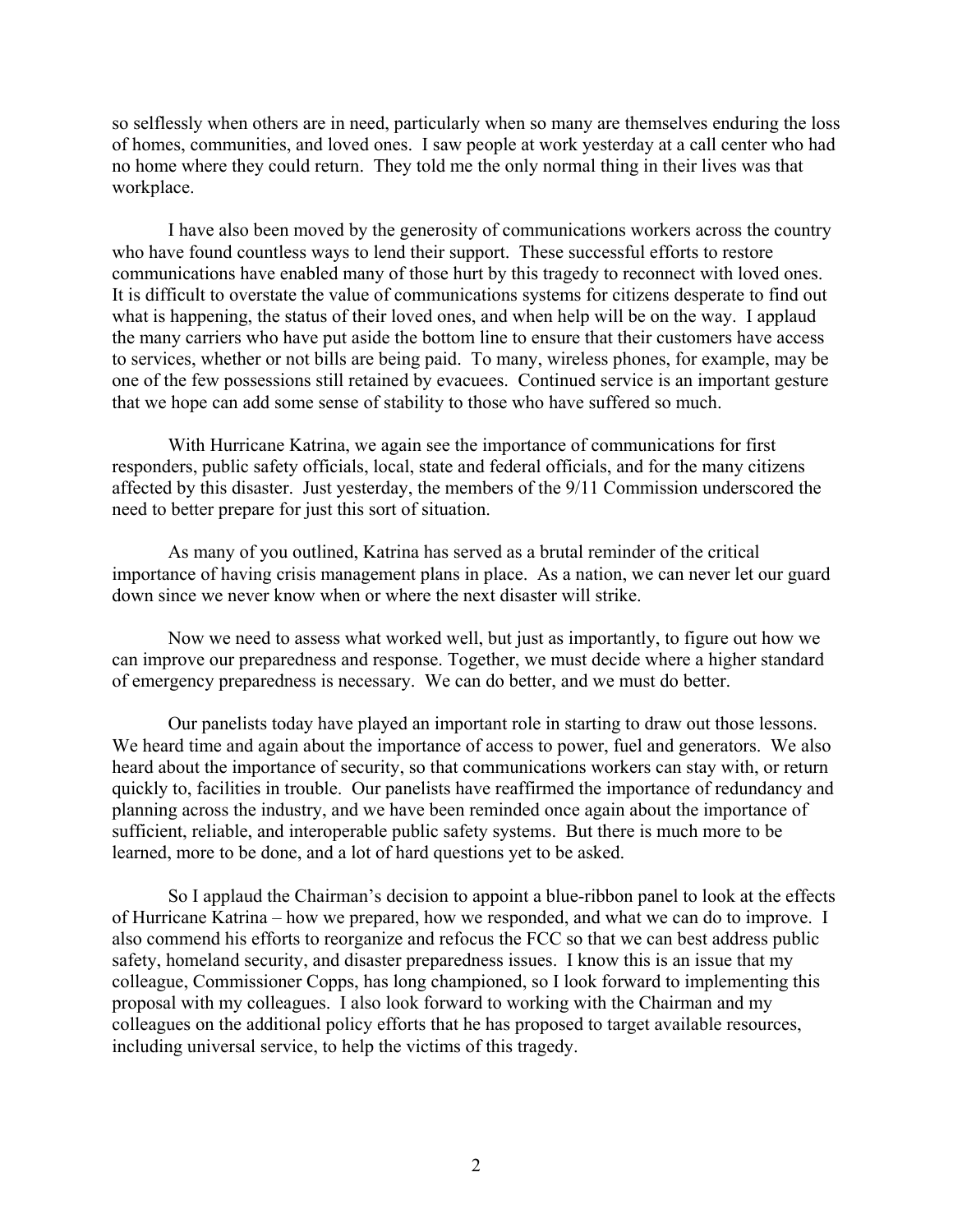so selflessly when others are in need, particularly when so many are themselves enduring the loss of homes, communities, and loved ones. I saw people at work yesterday at a call center who had no home where they could return. They told me the only normal thing in their lives was that workplace.

I have also been moved by the generosity of communications workers across the country who have found countless ways to lend their support. These successful efforts to restore communications have enabled many of those hurt by this tragedy to reconnect with loved ones. It is difficult to overstate the value of communications systems for citizens desperate to find out what is happening, the status of their loved ones, and when help will be on the way. I applaud the many carriers who have put aside the bottom line to ensure that their customers have access to services, whether or not bills are being paid. To many, wireless phones, for example, may be one of the few possessions still retained by evacuees. Continued service is an important gesture that we hope can add some sense of stability to those who have suffered so much.

With Hurricane Katrina, we again see the importance of communications for first responders, public safety officials, local, state and federal officials, and for the many citizens affected by this disaster. Just yesterday, the members of the 9/11 Commission underscored the need to better prepare for just this sort of situation.

As many of you outlined, Katrina has served as a brutal reminder of the critical importance of having crisis management plans in place. As a nation, we can never let our guard down since we never know when or where the next disaster will strike.

Now we need to assess what worked well, but just as importantly, to figure out how we can improve our preparedness and response. Together, we must decide where a higher standard of emergency preparedness is necessary. We can do better, and we must do better.

Our panelists today have played an important role in starting to draw out those lessons. We heard time and again about the importance of access to power, fuel and generators. We also heard about the importance of security, so that communications workers can stay with, or return quickly to, facilities in trouble. Our panelists have reaffirmed the importance of redundancy and planning across the industry, and we have been reminded once again about the importance of sufficient, reliable, and interoperable public safety systems. But there is much more to be learned, more to be done, and a lot of hard questions yet to be asked.

So I applaud the Chairman's decision to appoint a blue-ribbon panel to look at the effects of Hurricane Katrina – how we prepared, how we responded, and what we can do to improve. I also commend his efforts to reorganize and refocus the FCC so that we can best address public safety, homeland security, and disaster preparedness issues. I know this is an issue that my colleague, Commissioner Copps, has long championed, so I look forward to implementing this proposal with my colleagues. I also look forward to working with the Chairman and my colleagues on the additional policy efforts that he has proposed to target available resources, including universal service, to help the victims of this tragedy.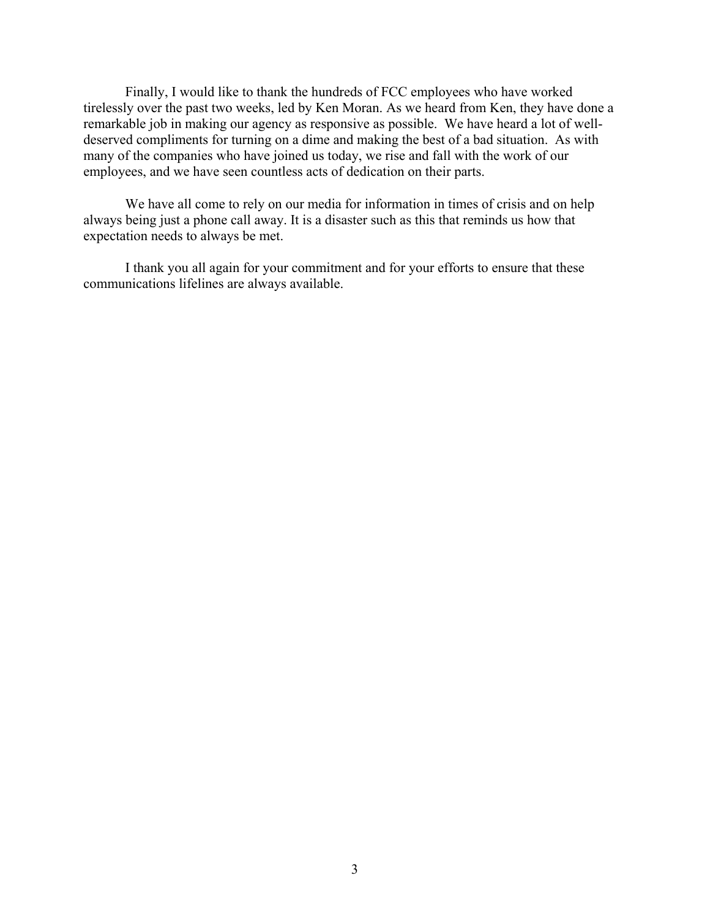Finally, I would like to thank the hundreds of FCC employees who have worked tirelessly over the past two weeks, led by Ken Moran. As we heard from Ken, they have done a remarkable job in making our agency as responsive as possible. We have heard a lot of well-deserved compliments for turning on a dime and making the best of a bad situation. As with many of the companies who have joined us today, we rise and fall with the work of our employees, and we have seen countless acts of dedication on their parts.

We have all come to rely on our media for information in times of crisis and on help always being just a phone call away. It is a disaster such as this that reminds us how that expectation needs to always be met.

I thank you all again for your commitment and for your efforts to ensure that these communications lifelines are always available.